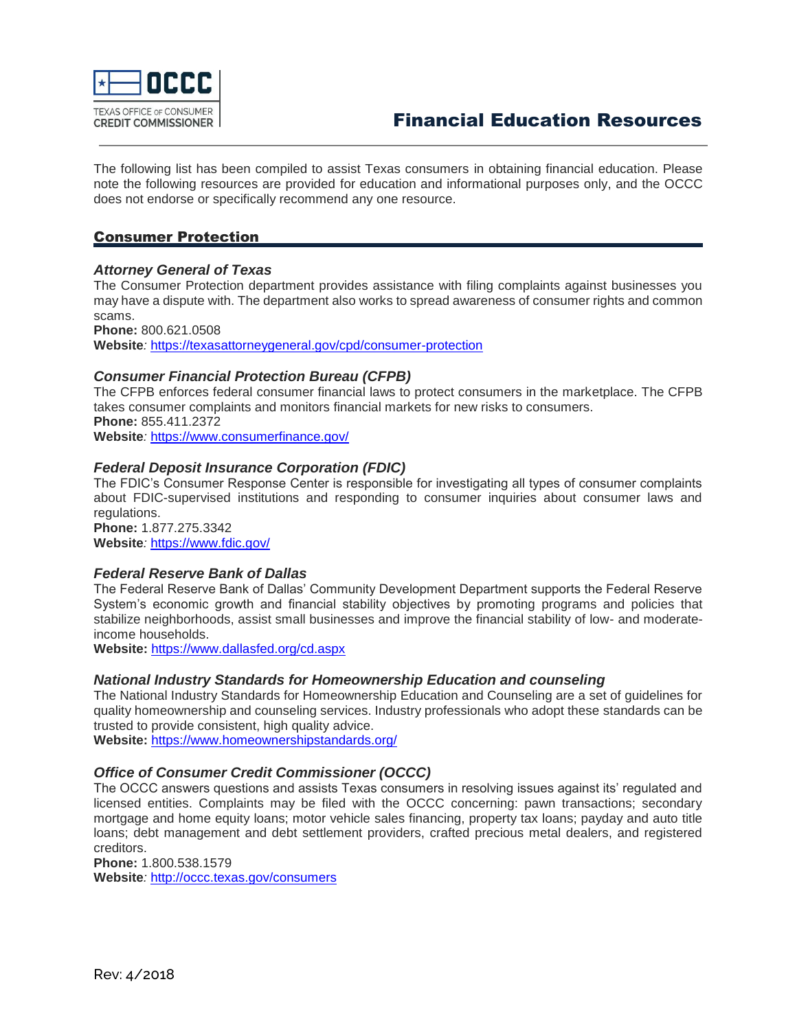OCCC
TEXAS OFFICE OF CONSUMER CREDIT COMMISSIONER

# Financial Education Resources

The following list has been compiled to assist Texas consumers in obtaining financial education. Please note the following resources are provided for education and informational purposes only, and the OCCC does not endorse or specifically recommend any one resource.

## Consumer Protection

### *Attorney General of Texas*

The Consumer Protection department provides assistance with filing complaints against businesses you may have a dispute with. The department also works to spread awareness of consumer rights and common scams.

**Phone:** 800.621.0508
**Website**: https://texasattorneygeneral.gov/cpd/consumer-protection

### *Consumer Financial Protection Bureau (CFPB)*

The CFPB enforces federal consumer financial laws to protect consumers in the marketplace. The CFPB takes consumer complaints and monitors financial markets for new risks to consumers.

**Phone:** 855.411.2372
**Website**: https://www.consumerfinance.gov/

### *Federal Deposit Insurance Corporation (FDIC)*

The FDIC's Consumer Response Center is responsible for investigating all types of consumer complaints about FDIC-supervised institutions and responding to consumer inquiries about consumer laws and regulations.

**Phone:** 1.877.275.3342
**Website**: https://www.fdic.gov/

### *Federal Reserve Bank of Dallas*

The Federal Reserve Bank of Dallas' Community Development Department supports the Federal Reserve System's economic growth and financial stability objectives by promoting programs and policies that stabilize neighborhoods, assist small businesses and improve the financial stability of low- and moderate-income households.

**Website:** https://www.dallasfed.org/cd.aspx

### *National Industry Standards for Homeownership Education and counseling*

The National Industry Standards for Homeownership Education and Counseling are a set of guidelines for quality homeownership and counseling services. Industry professionals who adopt these standards can be trusted to provide consistent, high quality advice.

**Website:** https://www.homeownershipstandards.org/

### *Office of Consumer Credit Commissioner (OCCC)*

The OCCC answers questions and assists Texas consumers in resolving issues against its' regulated and licensed entities. Complaints may be filed with the OCCC concerning: pawn transactions; secondary mortgage and home equity loans; motor vehicle sales financing, property tax loans; payday and auto title loans; debt management and debt settlement providers, crafted precious metal dealers, and registered creditors.

**Phone:** 1.800.538.1579
**Website**: http://occc.texas.gov/consumers

Rev: 4/2018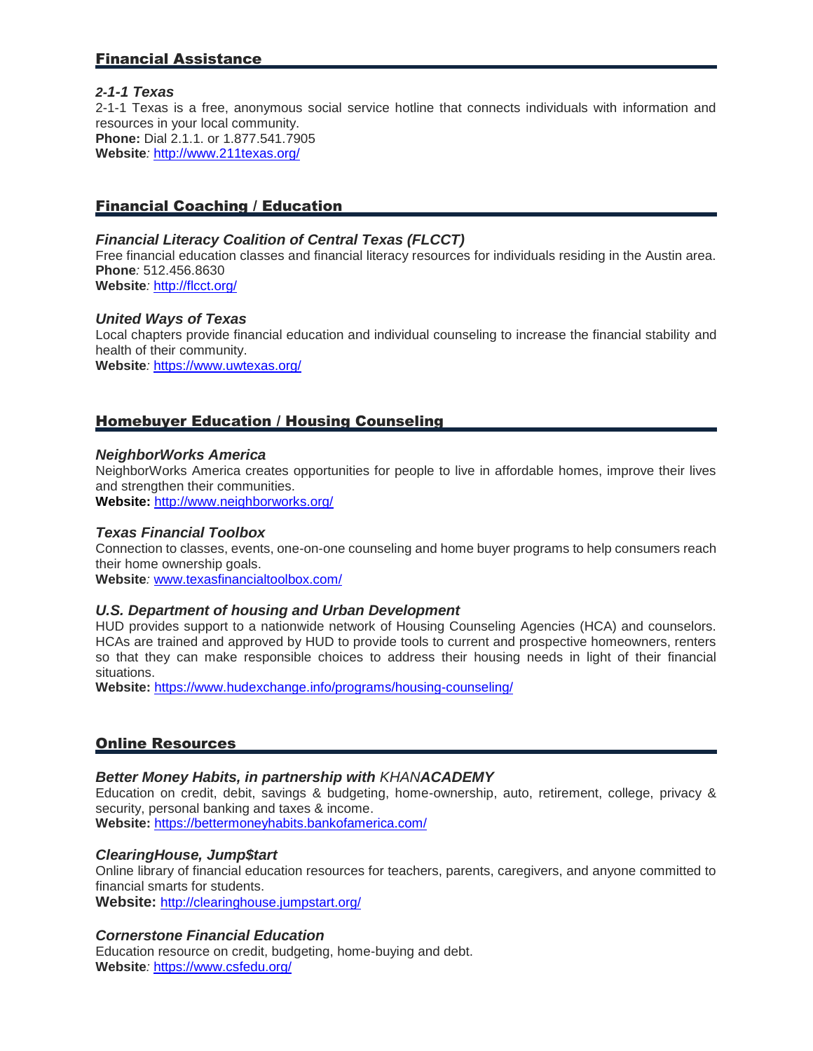## Financial Assistance

### *2-1-1 Texas*

2-1-1 Texas is a free, anonymous social service hotline that connects individuals with information and resources in your local community.
**Phone:** Dial 2.1.1. or 1.877.541.7905
**Website***:* http://www.211texas.org/

## Financial Coaching / Education

### *Financial Literacy Coalition of Central Texas (FLCCT)*

Free financial education classes and financial literacy resources for individuals residing in the Austin area.
**Phone***:* 512.456.8630
**Website***:* http://flcct.org/

### *United Ways of Texas*

Local chapters provide financial education and individual counseling to increase the financial stability and health of their community.
**Website***:* https://www.uwtexas.org/

## Homebuyer Education / Housing Counseling

### *NeighborWorks America*

NeighborWorks America creates opportunities for people to live in affordable homes, improve their lives and strengthen their communities.
**Website:** http://www.neighborworks.org/

### *Texas Financial Toolbox*

Connection to classes, events, one-on-one counseling and home buyer programs to help consumers reach their home ownership goals.
**Website***:* www.texasfinancialtoolbox.com/

### *U.S. Department of housing and Urban Development*

HUD provides support to a nationwide network of Housing Counseling Agencies (HCA) and counselors. HCAs are trained and approved by HUD to provide tools to current and prospective homeowners, renters so that they can make responsible choices to address their housing needs in light of their financial situations.
**Website:** https://www.hudexchange.info/programs/housing-counseling/

## Online Resources

### *Better Money Habits, in partnership with KHANACADEMY*

Education on credit, debit, savings & budgeting, home-ownership, auto, retirement, college, privacy & security, personal banking and taxes & income.
**Website:** https://bettermoneyhabits.bankofamerica.com/

### *ClearingHouse, Jump$tart*

Online library of financial education resources for teachers, parents, caregivers, and anyone committed to financial smarts for students.
**Website:** http://clearinghouse.jumpstart.org/

### *Cornerstone Financial Education*

Education resource on credit, budgeting, home-buying and debt.
**Website***:* https://www.csfedu.org/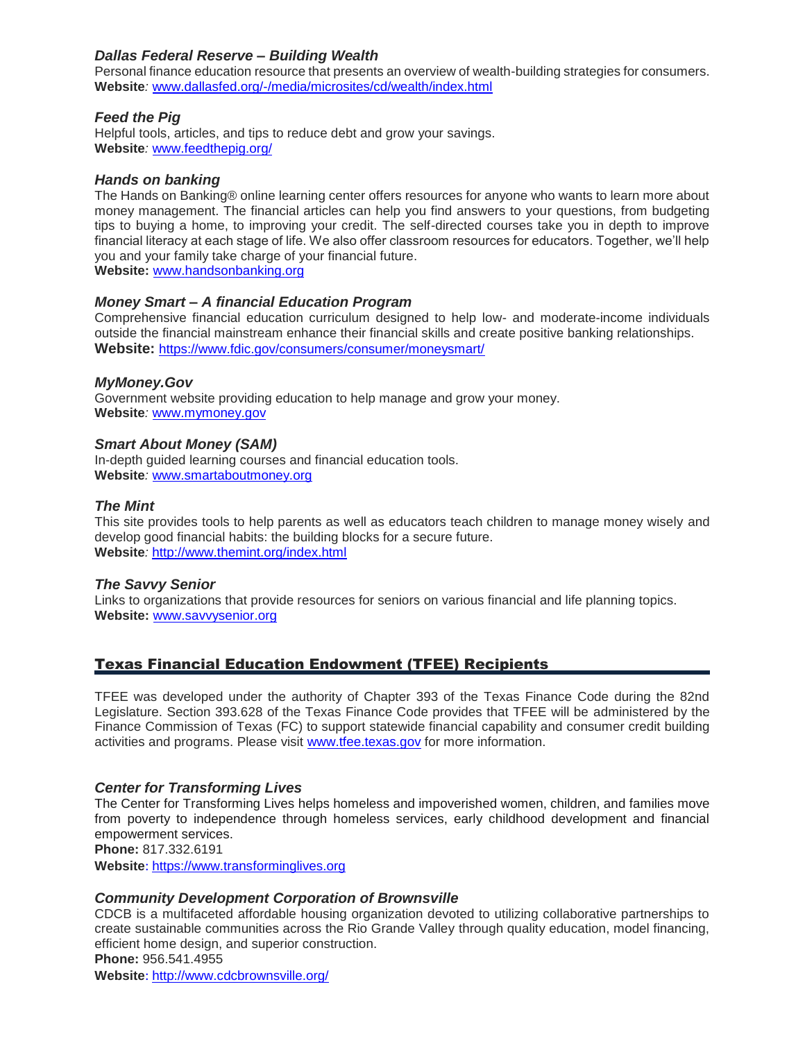### *Dallas Federal Reserve – Building Wealth*

Personal finance education resource that presents an overview of wealth-building strategies for consumers.
**Website***:* www.dallasfed.org/-/media/microsites/cd/wealth/index.html

### *Feed the Pig*

Helpful tools, articles, and tips to reduce debt and grow your savings.
**Website***:* www.feedthepig.org/

### *Hands on banking*

The Hands on Banking® online learning center offers resources for anyone who wants to learn more about money management. The financial articles can help you find answers to your questions, from budgeting tips to buying a home, to improving your credit. The self-directed courses take you in depth to improve financial literacy at each stage of life. We also offer classroom resources for educators. Together, we'll help you and your family take charge of your financial future.
**Website:** www.handsonbanking.org

### *Money Smart – A financial Education Program*

Comprehensive financial education curriculum designed to help low- and moderate-income individuals outside the financial mainstream enhance their financial skills and create positive banking relationships.
**Website:** https://www.fdic.gov/consumers/consumer/moneysmart/

### *MyMoney.Gov*

Government website providing education to help manage and grow your money.
**Website***:* www.mymoney.gov

### *Smart About Money (SAM)*

In-depth guided learning courses and financial education tools.
**Website***:* www.smartaboutmoney.org

### *The Mint*

This site provides tools to help parents as well as educators teach children to manage money wisely and develop good financial habits: the building blocks for a secure future.
**Website***:* http://www.themint.org/index.html

### *The Savvy Senior*

Links to organizations that provide resources for seniors on various financial and life planning topics.
**Website:** www.savvysenior.org

## Texas Financial Education Endowment (TFEE) Recipients

TFEE was developed under the authority of Chapter 393 of the Texas Finance Code during the 82nd Legislature. Section 393.628 of the Texas Finance Code provides that TFEE will be administered by the Finance Commission of Texas (FC) to support statewide financial capability and consumer credit building activities and programs. Please visit www.tfee.texas.gov for more information.

### *Center for Transforming Lives*

The Center for Transforming Lives helps homeless and impoverished women, children, and families move from poverty to independence through homeless services, early childhood development and financial empowerment services.
**Phone:** 817.332.6191
**Website**: https://www.transforminglives.org

### *Community Development Corporation of Brownsville*

CDCB is a multifaceted affordable housing organization devoted to utilizing collaborative partnerships to create sustainable communities across the Rio Grande Valley through quality education, model financing, efficient home design, and superior construction.
**Phone:** 956.541.4955
**Website**: http://www.cdcbrownsville.org/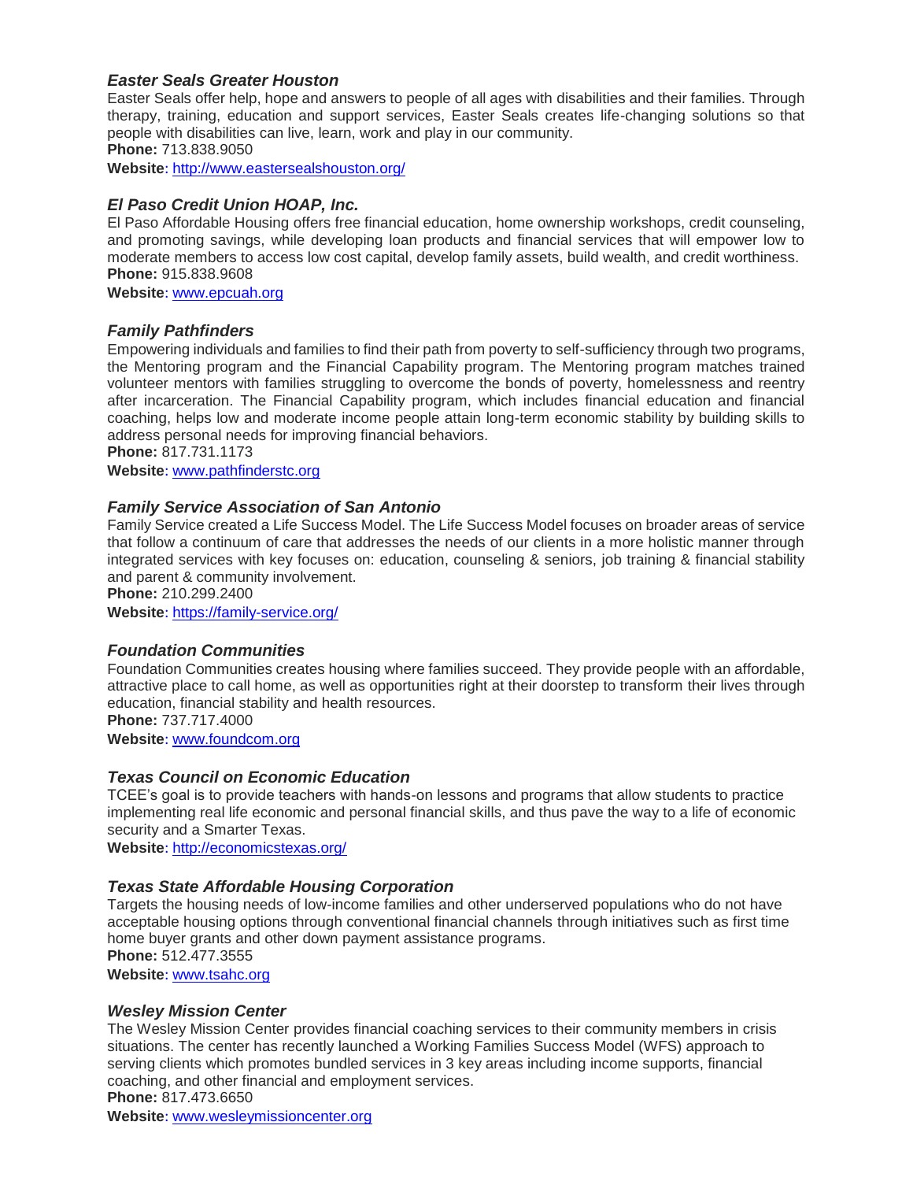### *Easter Seals Greater Houston*

Easter Seals offer help, hope and answers to people of all ages with disabilities and their families. Through therapy, training, education and support services, Easter Seals creates life-changing solutions so that people with disabilities can live, learn, work and play in our community.

**Phone:** 713.838.9050

**Website**: http://www.eastersealshouston.org/

### *El Paso Credit Union HOAP, Inc.*

El Paso Affordable Housing offers free financial education, home ownership workshops, credit counseling, and promoting savings, while developing loan products and financial services that will empower low to moderate members to access low cost capital, develop family assets, build wealth, and credit worthiness.

**Phone:** 915.838.9608

**Website**: www.epcuah.org

### *Family Pathfinders*

Empowering individuals and families to find their path from poverty to self-sufficiency through two programs, the Mentoring program and the Financial Capability program. The Mentoring program matches trained volunteer mentors with families struggling to overcome the bonds of poverty, homelessness and reentry after incarceration. The Financial Capability program, which includes financial education and financial coaching, helps low and moderate income people attain long-term economic stability by building skills to address personal needs for improving financial behaviors.

**Phone:** 817.731.1173

**Website**: www.pathfinderstc.org

### *Family Service Association of San Antonio*

Family Service created a Life Success Model. The Life Success Model focuses on broader areas of service that follow a continuum of care that addresses the needs of our clients in a more holistic manner through integrated services with key focuses on: education, counseling & seniors, job training & financial stability and parent & community involvement.

**Phone:** 210.299.2400

**Website**: https://family-service.org/

### *Foundation Communities*

Foundation Communities creates housing where families succeed. They provide people with an affordable, attractive place to call home, as well as opportunities right at their doorstep to transform their lives through education, financial stability and health resources.

**Phone:** 737.717.4000

**Website**: www.foundcom.org

### *Texas Council on Economic Education*

TCEE's goal is to provide teachers with hands-on lessons and programs that allow students to practice implementing real life economic and personal financial skills, and thus pave the way to a life of economic security and a Smarter Texas.

**Website**: http://economicstexas.org/

### *Texas State Affordable Housing Corporation*

Targets the housing needs of low-income families and other underserved populations who do not have acceptable housing options through conventional financial channels through initiatives such as first time home buyer grants and other down payment assistance programs.

**Phone:** 512.477.3555

**Website**: www.tsahc.org

### *Wesley Mission Center*

The Wesley Mission Center provides financial coaching services to their community members in crisis situations. The center has recently launched a Working Families Success Model (WFS) approach to serving clients which promotes bundled services in 3 key areas including income supports, financial coaching, and other financial and employment services.

**Phone:** 817.473.6650

**Website**: www.wesleymissioncenter.org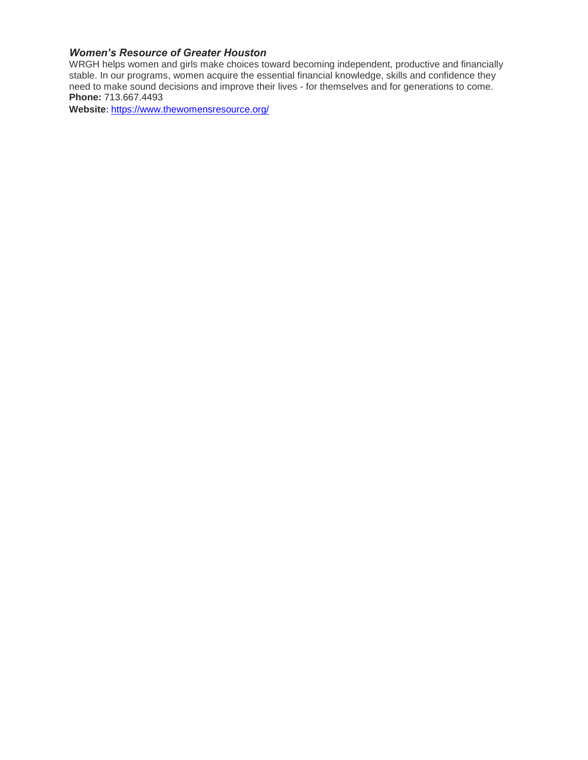***Women's Resource of Greater Houston***

WRGH helps women and girls make choices toward becoming independent, productive and financially stable. In our programs, women acquire the essential financial knowledge, skills and confidence they need to make sound decisions and improve their lives - for themselves and for generations to come.

**Phone:** 713.667.4493

**Website**: [https://www.thewomensresource.org/](https://www.thewomensresource.org/)